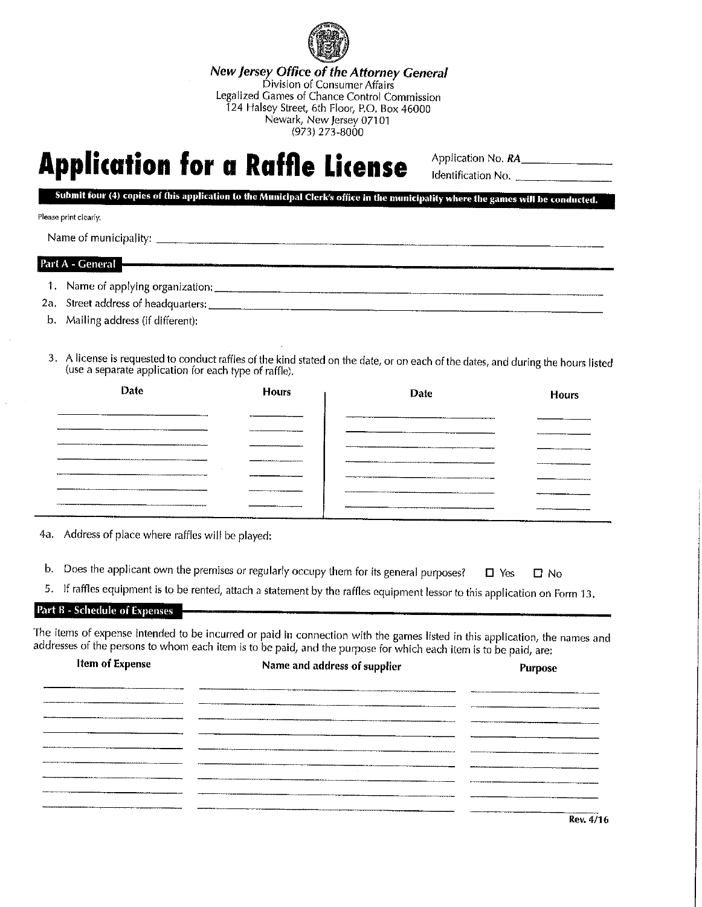New Jersey Office of the Attorney General
Division of Consumer Affairs
Legalized Games of Chance Control Commission
124 Halsey Street, 6th Floor, P.O. Box 46000
Newark, New Jersey 07101
(973) 273-8000

# Application for a Raffle License

Application No. *RA*\_\_\_\_\_\_\_\_\_\_\_\_\_\_
Identification No. \_\_\_\_\_\_\_\_\_\_\_\_\_\_

**Submit four (4) copies of this application to the Municipal Clerk's office in the municipality where the games will be conducted.**

Please print clearly.

Name of municipality: \_\_\_\_\_\_\_\_\_\_\_\_\_\_\_\_\_\_\_\_\_\_\_\_\_\_\_\_\_\_\_\_\_\_\_\_\_\_\_\_

## Part A - General

1. Name of applying organization: \_\_\_\_\_\_\_\_\_\_\_\_\_\_\_\_\_\_\_\_\_\_\_\_\_\_\_\_\_\_\_\_\_\_\_\_

2a. Street address of headquarters: \_\_\_\_\_\_\_\_\_\_\_\_\_\_\_\_\_\_\_\_\_\_\_\_\_\_\_\_\_\_\_\_\_\_\_\_

b. Mailing address (if different):

3. A license is requested to conduct raffles of the kind stated on the date, or on each of the dates, and during the hours listed (use a separate application for each type of raffle).

| Date | Hours | Date | Hours |
|---|---|---|---|
| | | | |
| | | | |
| | | | |
| | | | |
| | | | |
| | | | |
| | | | |

4a. Address of place where raffles will be played:

b. Does the applicant own the premises or regularly occupy them for its general purposes? ☐ Yes ☐ No

5. If raffles equipment is to be rented, attach a statement by the raffles equipment lessor to this application on Form 13.

## Part B - Schedule of Expenses

The items of expense intended to be incurred or paid in connection with the games listed in this application, the names and addresses of the persons to whom each item is to be paid, and the purpose for which each item is to be paid, are:

| Item of Expense | Name and address of supplier | Purpose |
|---|---|---|
| | | |
| | | |
| | | |
| | | |
| | | |
| | | |
| | | |
| | | |
| | | |

Rev. 4/16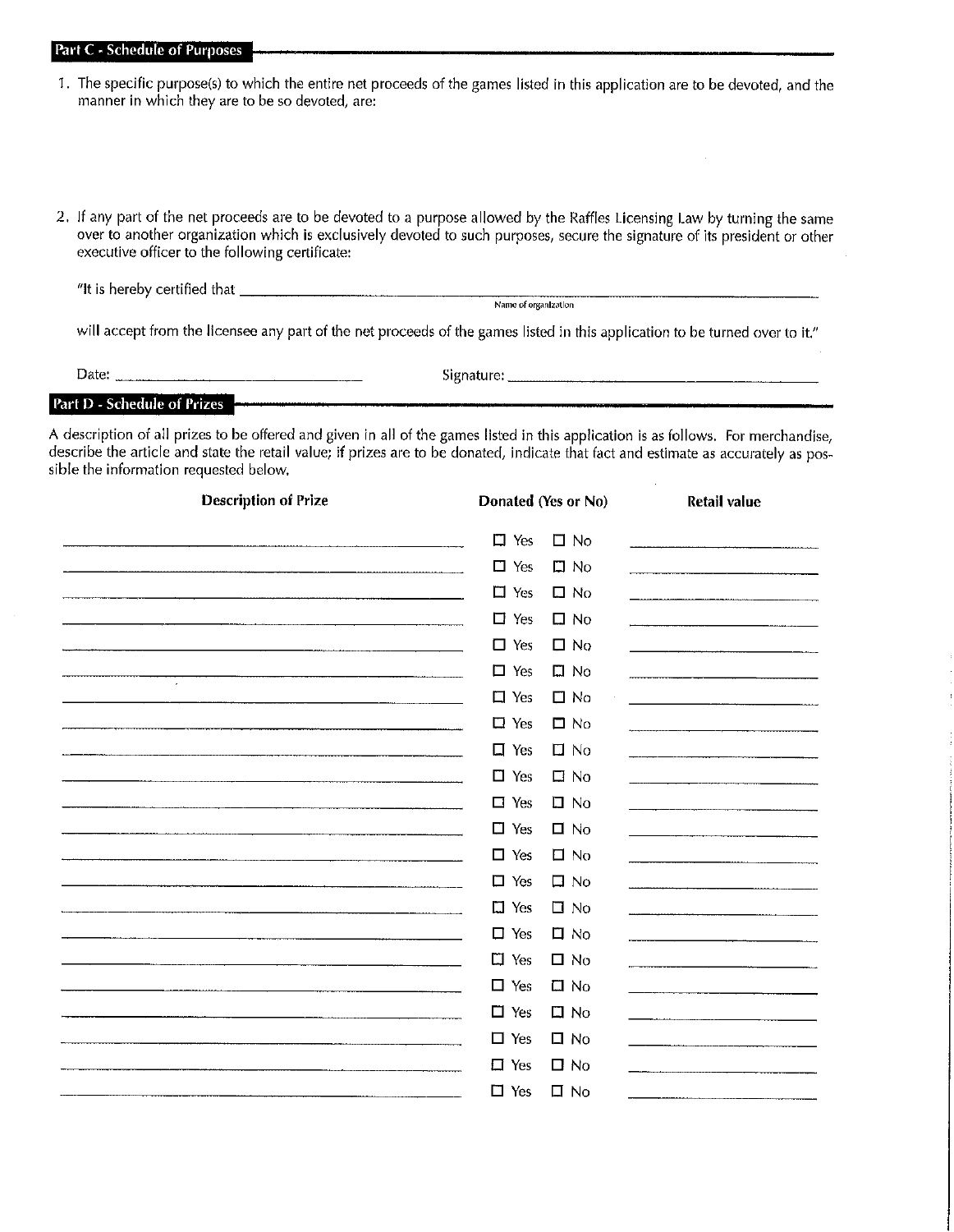## Part C - Schedule of Purposes

1. The specific purpose(s) to which the entire net proceeds of the games listed in this application are to be devoted, and the manner in which they are to be so devoted, are:

2. If any part of the net proceeds are to be devoted to a purpose allowed by the Raffles Licensing Law by turning the same over to another organization which is exclusively devoted to such purposes, secure the signature of its president or other executive officer to the following certificate:

"It is hereby certified that ______________________________________________
Name of organization

will accept from the licensee any part of the net proceeds of the games listed in this application to be turned over to it."

Date: ______________________ Signature: ______________________________

## Part D - Schedule of Prizes

A description of all prizes to be offered and given in all of the games listed in this application is as follows. For merchandise, describe the article and state the retail value; if prizes are to be donated, indicate that fact and estimate as accurately as possible the information requested below.

| Description of Prize | Donated (Yes or No) | Retail value |
|---|---|---|
| | ☐ Yes ☐ No | |
| | ☐ Yes ☐ No | |
| | ☐ Yes ☐ No | |
| | ☐ Yes ☐ No | |
| | ☐ Yes ☐ No | |
| | ☐ Yes ☐ No | |
| | ☐ Yes ☐ No | |
| | ☐ Yes ☐ No | |
| | ☐ Yes ☐ No | |
| | ☐ Yes ☐ No | |
| | ☐ Yes ☐ No | |
| | ☐ Yes ☐ No | |
| | ☐ Yes ☐ No | |
| | ☐ Yes ☐ No | |
| | ☐ Yes ☐ No | |
| | ☐ Yes ☐ No | |
| | ☐ Yes ☐ No | |
| | ☐ Yes ☐ No | |
| | ☐ Yes ☐ No | |
| | ☐ Yes ☐ No | |
| | ☐ Yes ☐ No | |
| | ☐ Yes ☐ No | |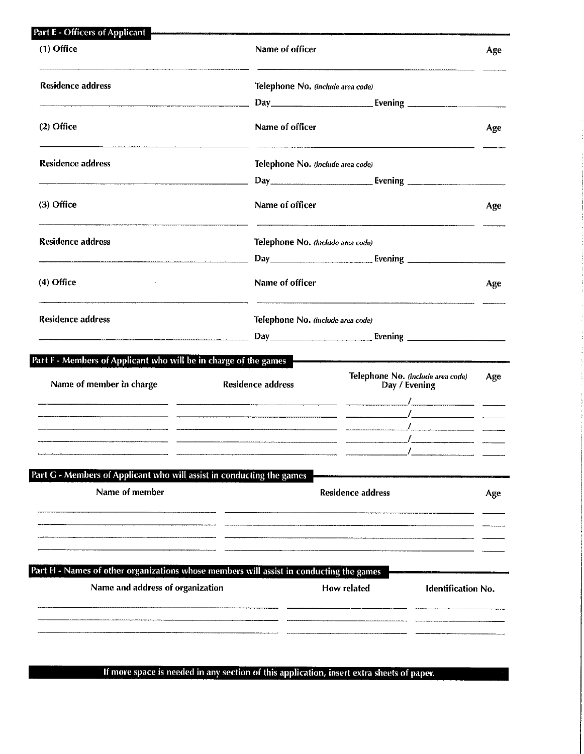## Part E - Officers of Applicant

(1) Office \_\_\_\_\_\_\_\_\_\_\_\_\_\_\_\_\_\_\_\_ Name of officer \_\_\_\_\_\_\_\_\_\_\_\_\_\_\_\_\_\_\_\_ Age \_\_\_\_

Residence address \_\_\_\_\_\_\_\_\_\_\_\_\_\_\_\_\_\_\_\_ Telephone No. *(include area code)* Day \_\_\_\_\_\_\_\_\_\_ Evening \_\_\_\_\_\_\_\_\_\_

(2) Office \_\_\_\_\_\_\_\_\_\_\_\_\_\_\_\_\_\_\_\_ Name of officer \_\_\_\_\_\_\_\_\_\_\_\_\_\_\_\_\_\_\_\_ Age \_\_\_\_

Residence address \_\_\_\_\_\_\_\_\_\_\_\_\_\_\_\_\_\_\_\_ Telephone No. *(include area code)* Day \_\_\_\_\_\_\_\_\_\_ Evening \_\_\_\_\_\_\_\_\_\_

(3) Office \_\_\_\_\_\_\_\_\_\_\_\_\_\_\_\_\_\_\_\_ Name of officer \_\_\_\_\_\_\_\_\_\_\_\_\_\_\_\_\_\_\_\_ Age \_\_\_\_

Residence address \_\_\_\_\_\_\_\_\_\_\_\_\_\_\_\_\_\_\_\_ Telephone No. *(include area code)* Day \_\_\_\_\_\_\_\_\_\_ Evening \_\_\_\_\_\_\_\_\_\_

(4) Office \_\_\_\_\_\_\_\_\_\_\_\_\_\_\_\_\_\_\_\_ Name of officer \_\_\_\_\_\_\_\_\_\_\_\_\_\_\_\_\_\_\_\_ Age \_\_\_\_

Residence address \_\_\_\_\_\_\_\_\_\_\_\_\_\_\_\_\_\_\_\_ Telephone No. *(include area code)* Day \_\_\_\_\_\_\_\_\_\_ Evening \_\_\_\_\_\_\_\_\_\_

## Part F - Members of Applicant who will be in charge of the games

| Name of member in charge | Residence address | Telephone No. *(include area code)* Day / Evening | Age |
|---|---|---|---|
| | | / | |
| | | / | |
| | | / | |
| | | / | |
| | | / | |

## Part G - Members of Applicant who will assist in conducting the games

| Name of member | Residence address | Age |
|---|---|---|
| | | |
| | | |
| | | |
| | | |

## Part H - Names of other organizations whose members will assist in conducting the games

| Name and address of organization | How related | Identification No. |
|---|---|---|
| | | |
| | | |
| | | |

**If more space is needed in any section of this application, insert extra sheets of paper.**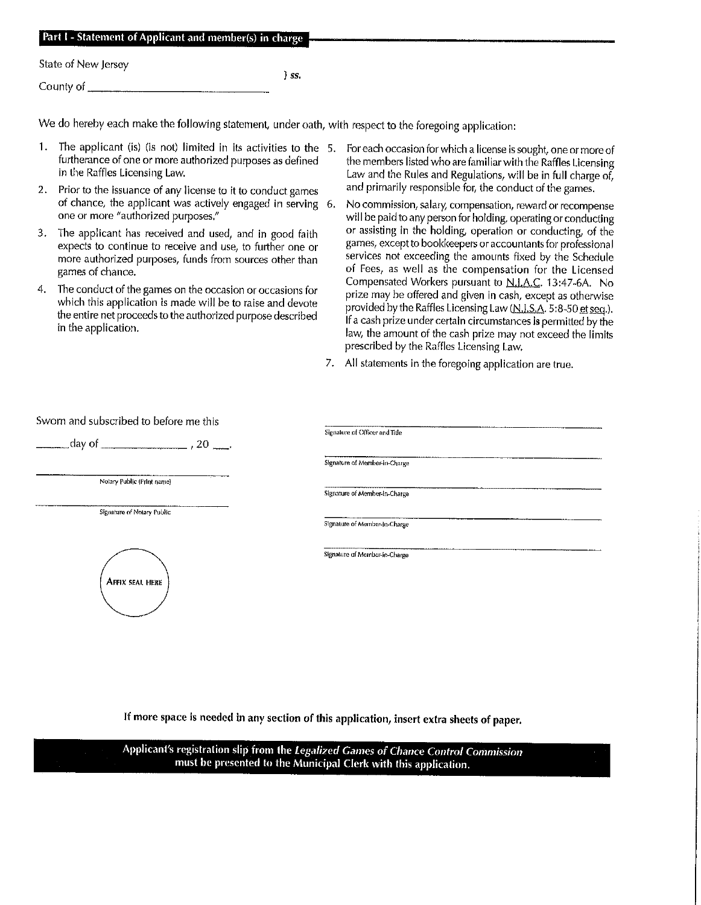## Part I - Statement of Applicant and member(s) in charge

State of New Jersey

} ss.

County of ______________________

We do hereby each make the following statement, under oath, with respect to the foregoing application:

1. The applicant (is) (is not) limited in its activities to the furtherance of one or more authorized purposes as defined in the Raffles Licensing Law.
2. Prior to the issuance of any license to it to conduct games of chance, the applicant was actively engaged in serving one or more "authorized purposes."
3. The applicant has received and used, and in good faith expects to continue to receive and use, to further one or more authorized purposes, funds from sources other than games of chance.
4. The conduct of the games on the occasion or occasions for which this application is made will be to raise and devote the entire net proceeds to the authorized purpose described in the application.
5. For each occasion for which a license is sought, one or more of the members listed who are familiar with the Raffles Licensing Law and the Rules and Regulations, will be in full charge of, and primarily responsible for, the conduct of the games.
6. No commission, salary, compensation, reward or recompense will be paid to any person for holding, operating or conducting or assisting in the holding, operation or conducting, of the games, except to bookkeepers or accountants for professional services not exceeding the amounts fixed by the Schedule of Fees, as well as the compensation for the Licensed Compensated Workers pursuant to N.J.A.C. 13:47-6A. No prize may be offered and given in cash, except as otherwise provided by the Raffles Licensing Law (N.J.S.A. 5:8-50 et seq.). If a cash prize under certain circumstances is permitted by the law, the amount of the cash prize may not exceed the limits prescribed by the Raffles Licensing Law.
7. All statements in the foregoing application are true.

Sworn and subscribed to before me this

______day of ______________ , 20 ___.

______________________
Notary Public (Print name)

______________________
Signature of Notary Public

AFFIX SEAL HERE

______________________
Signature of Officer and Title

______________________
Signature of Member-in-Charge

______________________
Signature of Member-in-Charge

______________________
Signature of Member-in-Charge

______________________
Signature of Member-in-Charge

**If more space is needed in any section of this application, insert extra sheets of paper.**

**Applicant's registration slip from the *Legalized Games of Chance Control Commission* must be presented to the Municipal Clerk with this application.**